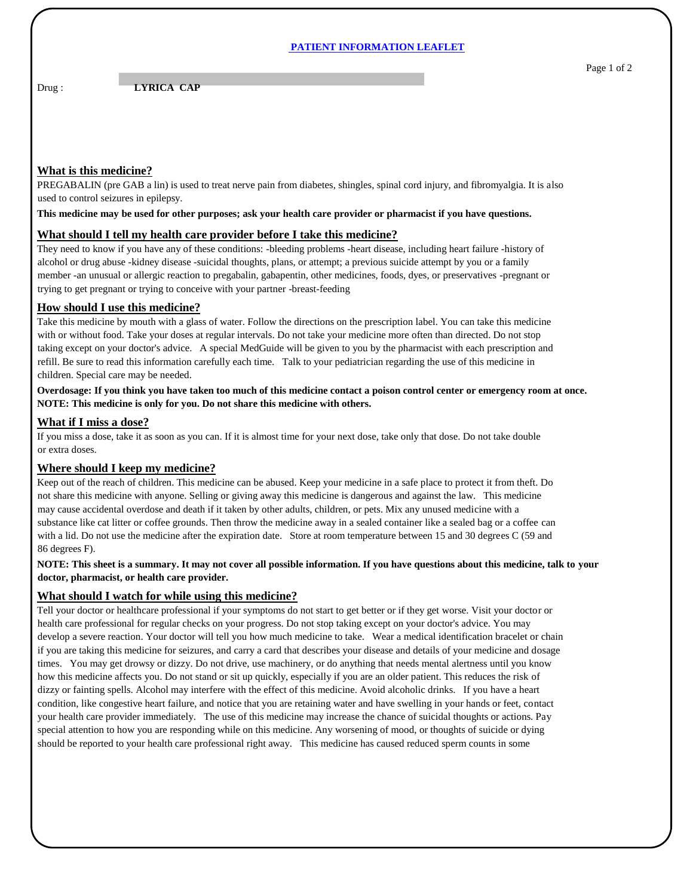# PATIENT INFORMATION LEAFLET

Drug : **LYRICA CAP**

## What is this medicine?

PREGABALIN (pre GAB a lin) is used to treat nerve pain from diabetes, shingles, spinal cord injury, and fibromyalgia. It is also used to control seizures in epilepsy.

**This medicine may be used for other purposes; ask your health care provider or pharmacist if you have questions.**

## What should I tell my health care provider before I take this medicine?

They need to know if you have any of these conditions: -bleeding problems -heart disease, including heart failure -history of alcohol or drug abuse -kidney disease -suicidal thoughts, plans, or attempt; a previous suicide attempt by you or a family member -an unusual or allergic reaction to pregabalin, gabapentin, other medicines, foods, dyes, or preservatives -pregnant or trying to get pregnant or trying to conceive with your partner -breast-feeding

## How should I use this medicine?

Take this medicine by mouth with a glass of water. Follow the directions on the prescription label. You can take this medicine with or without food. Take your doses at regular intervals. Do not take your medicine more often than directed. Do not stop taking except on your doctor's advice. A special MedGuide will be given to you by the pharmacist with each prescription and refill. Be sure to read this information carefully each time. Talk to your pediatrician regarding the use of this medicine in children. Special care may be needed.

**Overdosage: If you think you have taken too much of this medicine contact a poison control center or emergency room at once. NOTE: This medicine is only for you. Do not share this medicine with others.**

## What if I miss a dose?

If you miss a dose, take it as soon as you can. If it is almost time for your next dose, take only that dose. Do not take double or extra doses.

## Where should I keep my medicine?

Keep out of the reach of children. This medicine can be abused. Keep your medicine in a safe place to protect it from theft. Do not share this medicine with anyone. Selling or giving away this medicine is dangerous and against the law. This medicine may cause accidental overdose and death if it taken by other adults, children, or pets. Mix any unused medicine with a substance like cat litter or coffee grounds. Then throw the medicine away in a sealed container like a sealed bag or a coffee can with a lid. Do not use the medicine after the expiration date. Store at room temperature between 15 and 30 degrees C (59 and 86 degrees F).

**NOTE: This sheet is a summary. It may not cover all possible information. If you have questions about this medicine, talk to your doctor, pharmacist, or health care provider.**

## What should I watch for while using this medicine?

Tell your doctor or healthcare professional if your symptoms do not start to get better or if they get worse. Visit your doctor or health care professional for regular checks on your progress. Do not stop taking except on your doctor's advice. You may develop a severe reaction. Your doctor will tell you how much medicine to take. Wear a medical identification bracelet or chain if you are taking this medicine for seizures, and carry a card that describes your disease and details of your medicine and dosage times. You may get drowsy or dizzy. Do not drive, use machinery, or do anything that needs mental alertness until you know how this medicine affects you. Do not stand or sit up quickly, especially if you are an older patient. This reduces the risk of dizzy or fainting spells. Alcohol may interfere with the effect of this medicine. Avoid alcoholic drinks. If you have a heart condition, like congestive heart failure, and notice that you are retaining water and have swelling in your hands or feet, contact your health care provider immediately. The use of this medicine may increase the chance of suicidal thoughts or actions. Pay special attention to how you are responding while on this medicine. Any worsening of mood, or thoughts of suicide or dying should be reported to your health care professional right away. This medicine has caused reduced sperm counts in some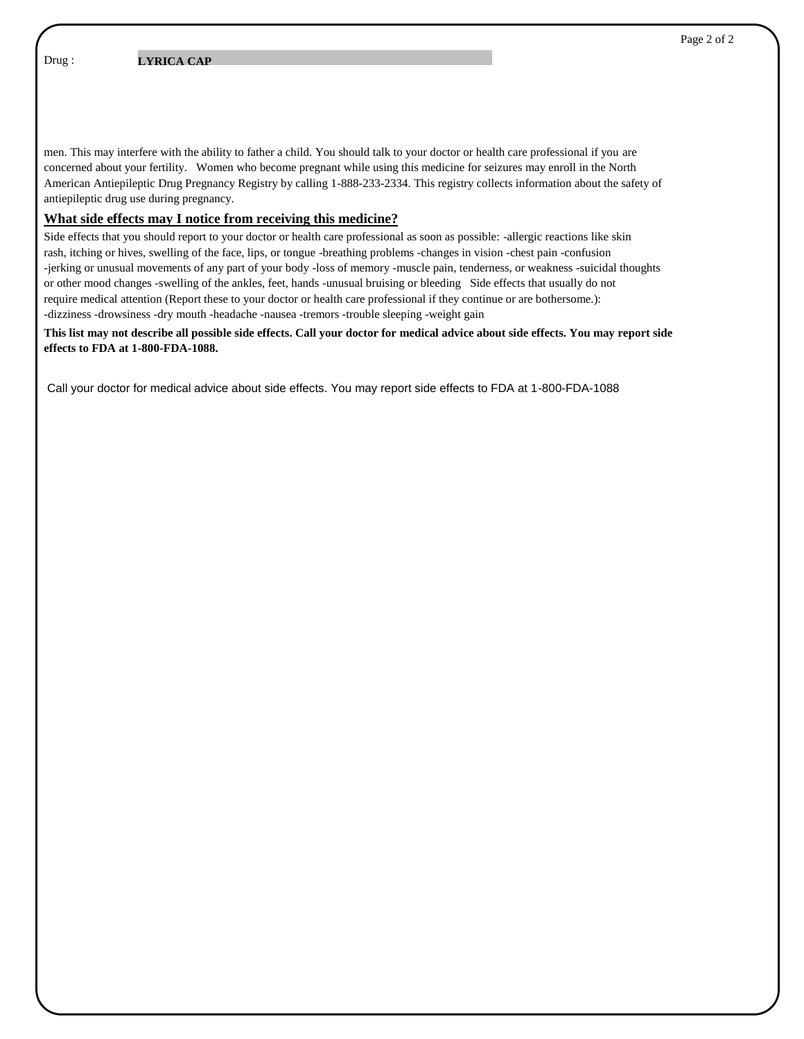Drug : **LYRICA CAP**

men. This may interfere with the ability to father a child. You should talk to your doctor or health care professional if you are concerned about your fertility. Women who become pregnant while using this medicine for seizures may enroll in the North American Antiepileptic Drug Pregnancy Registry by calling 1-888-233-2334. This registry collects information about the safety of antiepileptic drug use during pregnancy.

## What side effects may I notice from receiving this medicine?

Side effects that you should report to your doctor or health care professional as soon as possible: -allergic reactions like skin rash, itching or hives, swelling of the face, lips, or tongue -breathing problems -changes in vision -chest pain -confusion -jerking or unusual movements of any part of your body -loss of memory -muscle pain, tenderness, or weakness -suicidal thoughts or other mood changes -swelling of the ankles, feet, hands -unusual bruising or bleeding Side effects that usually do not require medical attention (Report these to your doctor or health care professional if they continue or are bothersome.): -dizziness -drowsiness -dry mouth -headache -nausea -tremors -trouble sleeping -weight gain

**This list may not describe all possible side effects. Call your doctor for medical advice about side effects. You may report side effects to FDA at 1-800-FDA-1088.**

Call your doctor for medical advice about side effects. You may report side effects to FDA at 1-800-FDA-1088